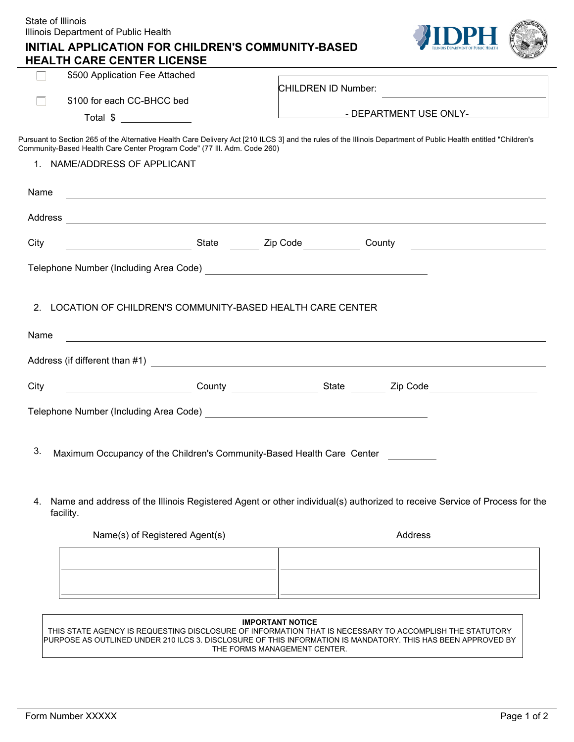State of Illinois
Illinois Department of Public Health

# INITIAL APPLICATION FOR CHILDREN'S COMMUNITY-BASED HEALTH CARE CENTER LICENSE

☐ $500 Application Fee Attached

☐ $100 for each CC-BHCC bed

Total $ ______________

CHILDREN ID Number: ______________________

- DEPARTMENT USE ONLY-

Pursuant to Section 265 of the Alternative Health Care Delivery Act [210 ILCS 3] and the rules of the Illinois Department of Public Health entitled "Children's Community-Based Health Care Center Program Code" (77 Ill. Adm. Code 260)

1. NAME/ADDRESS OF APPLICANT

Name ______________________________________________

Address ______________________________________________

City ______________ State ______ Zip Code ___________ County ______________

Telephone Number (Including Area Code) ______________________________

2. LOCATION OF CHILDREN'S COMMUNITY-BASED HEALTH CARE CENTER

Name ______________________________________________

Address (if different than #1) ______________________________________________

City ______________ County ______________ State ______ Zip Code ___________

Telephone Number (Including Area Code) ______________________________

3. Maximum Occupancy of the Children's Community-Based Health Care Center ________

4. Name and address of the Illinois Registered Agent or other individual(s) authorized to receive Service of Process for the facility.

| Name(s) of Registered Agent(s) | Address |
| --- | --- |
| | |
| | |

**IMPORTANT NOTICE**
THIS STATE AGENCY IS REQUESTING DISCLOSURE OF INFORMATION THAT IS NECESSARY TO ACCOMPLISH THE STATUTORY PURPOSE AS OUTLINED UNDER 210 ILCS 3. DISCLOSURE OF THIS INFORMATION IS MANDATORY. THIS HAS BEEN APPROVED BY THE FORMS MANAGEMENT CENTER.

Form Number XXXXX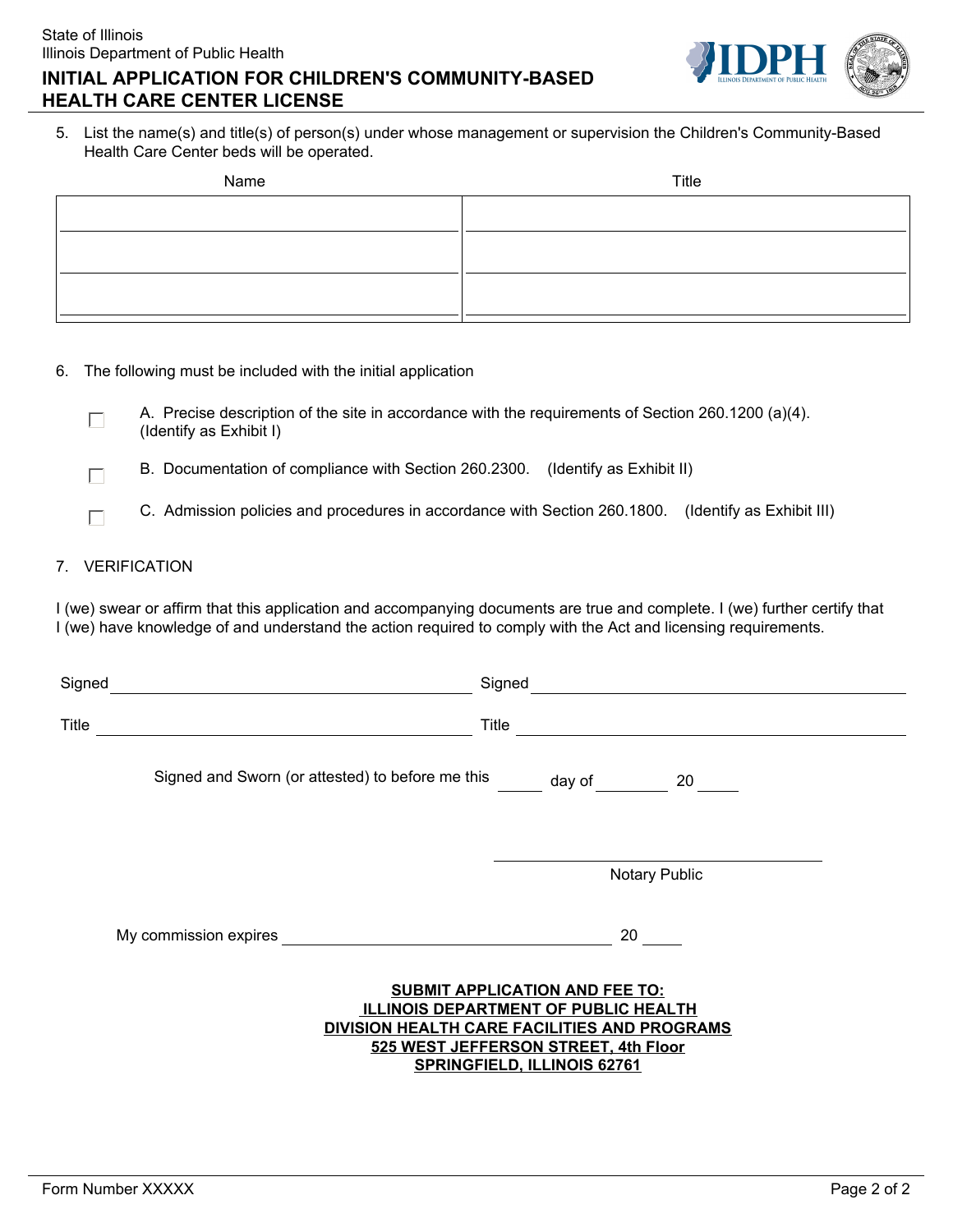State of Illinois
Illinois Department of Public Health

# INITIAL APPLICATION FOR CHILDREN'S COMMUNITY-BASED HEALTH CARE CENTER LICENSE

5. List the name(s) and title(s) of person(s) under whose management or supervision the Children's Community-Based Health Care Center beds will be operated.

| Name | Title |
|---|---|
| | |
| | |
| | |

6. The following must be included with the initial application

- ☐ A. Precise description of the site in accordance with the requirements of Section 260.1200 (a)(4). (Identify as Exhibit I)
- ☐ B. Documentation of compliance with Section 260.2300. (Identify as Exhibit II)
- ☐ C. Admission policies and procedures in accordance with Section 260.1800. (Identify as Exhibit III)

7. VERIFICATION

I (we) swear or affirm that this application and accompanying documents are true and complete. I (we) further certify that I (we) have knowledge of and understand the action required to comply with the Act and licensing requirements.

Signed ______________________ Signed ______________________

Title ______________________ Title ______________________

Signed and Sworn (or attested) to before me this _____ day of ________ 20 _____

______________________
Notary Public

My commission expires ______________________ 20 _____

**SUBMIT APPLICATION AND FEE TO:**
**ILLINOIS DEPARTMENT OF PUBLIC HEALTH**
**DIVISION HEALTH CARE FACILITIES AND PROGRAMS**
**525 WEST JEFFERSON STREET, 4th Floor**
**SPRINGFIELD, ILLINOIS 62761**

Form Number XXXXX